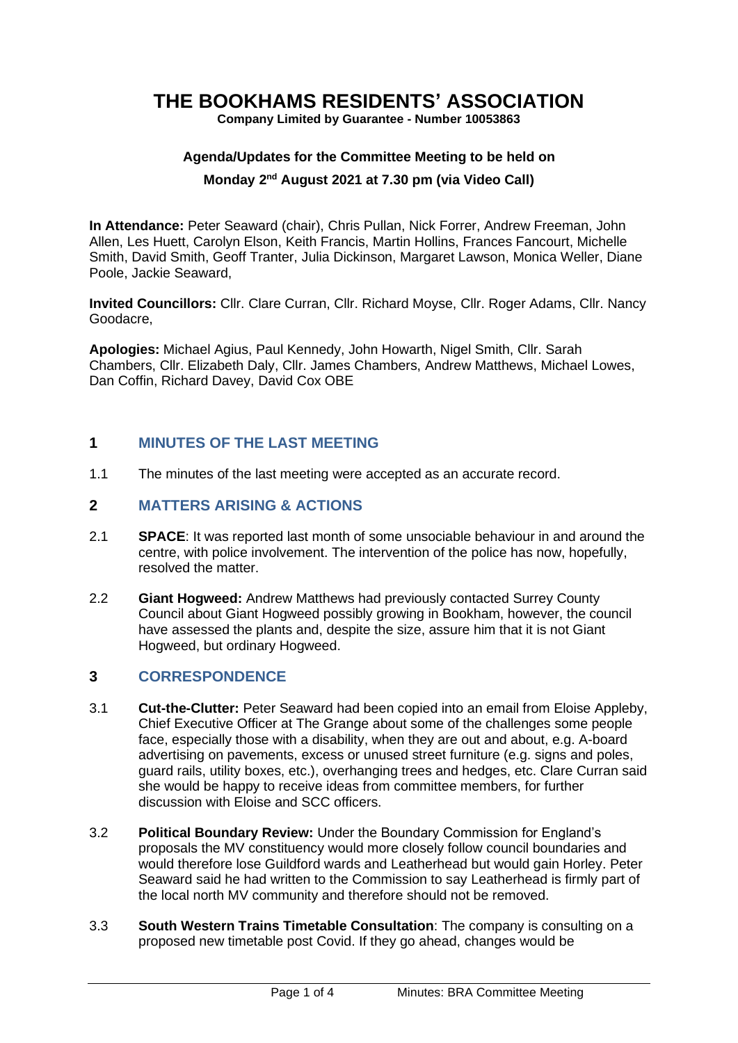# THE BOOKHAMS RESIDENTS' ASSOCIATION

**Company Limited by Guarantee - Number 10053863**

**Agenda/Updates for the Committee Meeting to be held on**

**Monday 2nd August 2021 at 7.30 pm (via Video Call)**

**In Attendance:** Peter Seaward (chair), Chris Pullan, Nick Forrer, Andrew Freeman, John Allen, Les Huett, Carolyn Elson, Keith Francis, Martin Hollins, Frances Fancourt, Michelle Smith, David Smith, Geoff Tranter, Julia Dickinson, Margaret Lawson, Monica Weller, Diane Poole, Jackie Seaward,

**Invited Councillors:** Cllr. Clare Curran, Cllr. Richard Moyse, Cllr. Roger Adams, Cllr. Nancy Goodacre,

**Apologies:** Michael Agius, Paul Kennedy, John Howarth, Nigel Smith, Cllr. Sarah Chambers, Cllr. Elizabeth Daly, Cllr. James Chambers, Andrew Matthews, Michael Lowes, Dan Coffin, Richard Davey, David Cox OBE

## 1 MINUTES OF THE LAST MEETING

1.1 The minutes of the last meeting were accepted as an accurate record.

## 2 MATTERS ARISING & ACTIONS

2.1 **SPACE**: It was reported last month of some unsociable behaviour in and around the centre, with police involvement. The intervention of the police has now, hopefully, resolved the matter.

2.2 **Giant Hogweed:** Andrew Matthews had previously contacted Surrey County Council about Giant Hogweed possibly growing in Bookham, however, the council have assessed the plants and, despite the size, assure him that it is not Giant Hogweed, but ordinary Hogweed.

## 3 CORRESPONDENCE

3.1 **Cut-the-Clutter:** Peter Seaward had been copied into an email from Eloise Appleby, Chief Executive Officer at The Grange about some of the challenges some people face, especially those with a disability, when they are out and about, e.g. A-board advertising on pavements, excess or unused street furniture (e.g. signs and poles, guard rails, utility boxes, etc.), overhanging trees and hedges, etc. Clare Curran said she would be happy to receive ideas from committee members, for further discussion with Eloise and SCC officers.

3.2 **Political Boundary Review:** Under the Boundary Commission for England's proposals the MV constituency would more closely follow council boundaries and would therefore lose Guildford wards and Leatherhead but would gain Horley. Peter Seaward said he had written to the Commission to say Leatherhead is firmly part of the local north MV community and therefore should not be removed.

3.3 **South Western Trains Timetable Consultation**: The company is consulting on a proposed new timetable post Covid. If they go ahead, changes would be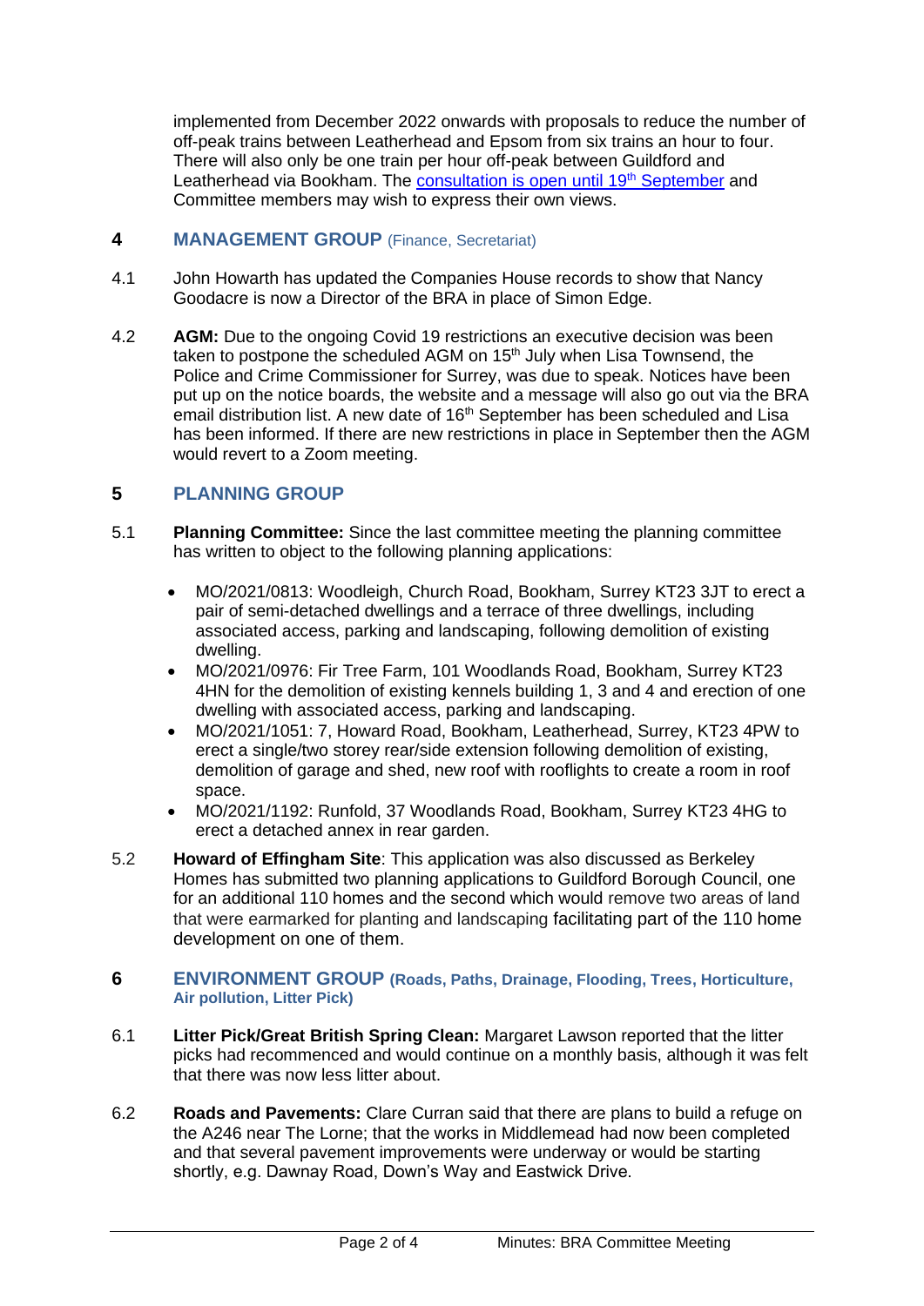implemented from December 2022 onwards with proposals to reduce the number of off-peak trains between Leatherhead and Epsom from six trains an hour to four. There will also only be one train per hour off-peak between Guildford and Leatherhead via Bookham. The consultation is open until 19th September and Committee members may wish to express their own views.

## 4 MANAGEMENT GROUP (Finance, Secretariat)

4.1 John Howarth has updated the Companies House records to show that Nancy Goodacre is now a Director of the BRA in place of Simon Edge.

4.2 **AGM:** Due to the ongoing Covid 19 restrictions an executive decision was been taken to postpone the scheduled AGM on 15th July when Lisa Townsend, the Police and Crime Commissioner for Surrey, was due to speak. Notices have been put up on the notice boards, the website and a message will also go out via the BRA email distribution list. A new date of 16th September has been scheduled and Lisa has been informed. If there are new restrictions in place in September then the AGM would revert to a Zoom meeting.

## 5 PLANNING GROUP

5.1 **Planning Committee:** Since the last committee meeting the planning committee has written to object to the following planning applications:

- MO/2021/0813: Woodleigh, Church Road, Bookham, Surrey KT23 3JT to erect a pair of semi-detached dwellings and a terrace of three dwellings, including associated access, parking and landscaping, following demolition of existing dwelling.
- MO/2021/0976: Fir Tree Farm, 101 Woodlands Road, Bookham, Surrey KT23 4HN for the demolition of existing kennels building 1, 3 and 4 and erection of one dwelling with associated access, parking and landscaping.
- MO/2021/1051: 7, Howard Road, Bookham, Leatherhead, Surrey, KT23 4PW to erect a single/two storey rear/side extension following demolition of existing, demolition of garage and shed, new roof with rooflights to create a room in roof space.
- MO/2021/1192: Runfold, 37 Woodlands Road, Bookham, Surrey KT23 4HG to erect a detached annex in rear garden.

5.2 **Howard of Effingham Site**: This application was also discussed as Berkeley Homes has submitted two planning applications to Guildford Borough Council, one for an additional 110 homes and the second which would remove two areas of land that were earmarked for planting and landscaping facilitating part of the 110 home development on one of them.

## 6 ENVIRONMENT GROUP (Roads, Paths, Drainage, Flooding, Trees, Horticulture, Air pollution, Litter Pick)

6.1 **Litter Pick/Great British Spring Clean:** Margaret Lawson reported that the litter picks had recommenced and would continue on a monthly basis, although it was felt that there was now less litter about.

6.2 **Roads and Pavements:** Clare Curran said that there are plans to build a refuge on the A246 near The Lorne; that the works in Middlemead had now been completed and that several pavement improvements were underway or would be starting shortly, e.g. Dawnay Road, Down's Way and Eastwick Drive.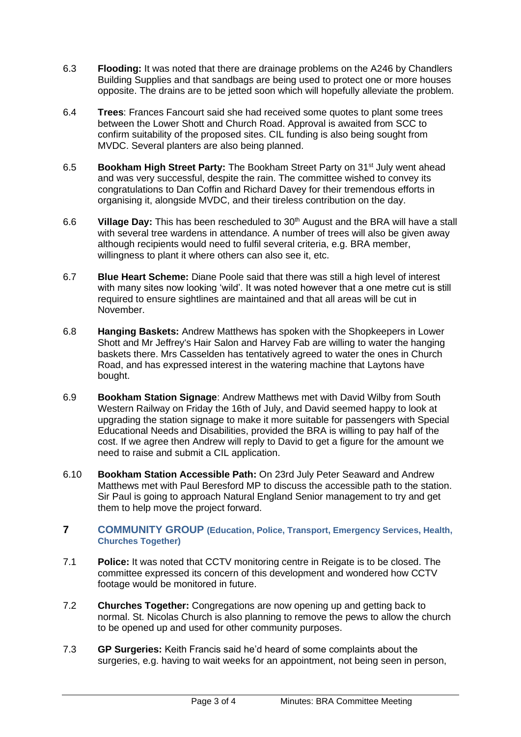6.3 **Flooding:** It was noted that there are drainage problems on the A246 by Chandlers Building Supplies and that sandbags are being used to protect one or more houses opposite. The drains are to be jetted soon which will hopefully alleviate the problem.

6.4 **Trees**: Frances Fancourt said she had received some quotes to plant some trees between the Lower Shott and Church Road. Approval is awaited from SCC to confirm suitability of the proposed sites. CIL funding is also being sought from MVDC. Several planters are also being planned.

6.5 **Bookham High Street Party:** The Bookham Street Party on 31st July went ahead and was very successful, despite the rain. The committee wished to convey its congratulations to Dan Coffin and Richard Davey for their tremendous efforts in organising it, alongside MVDC, and their tireless contribution on the day.

6.6 **Village Day:** This has been rescheduled to 30th August and the BRA will have a stall with several tree wardens in attendance. A number of trees will also be given away although recipients would need to fulfil several criteria, e.g. BRA member, willingness to plant it where others can also see it, etc.

6.7 **Blue Heart Scheme:** Diane Poole said that there was still a high level of interest with many sites now looking 'wild'. It was noted however that a one metre cut is still required to ensure sightlines are maintained and that all areas will be cut in November.

6.8 **Hanging Baskets:** Andrew Matthews has spoken with the Shopkeepers in Lower Shott and Mr Jeffrey's Hair Salon and Harvey Fab are willing to water the hanging baskets there. Mrs Casselden has tentatively agreed to water the ones in Church Road, and has expressed interest in the watering machine that Laytons have bought.

6.9 **Bookham Station Signage**: Andrew Matthews met with David Wilby from South Western Railway on Friday the 16th of July, and David seemed happy to look at upgrading the station signage to make it more suitable for passengers with Special Educational Needs and Disabilities, provided the BRA is willing to pay half of the cost. If we agree then Andrew will reply to David to get a figure for the amount we need to raise and submit a CIL application.

6.10 **Bookham Station Accessible Path:** On 23rd July Peter Seaward and Andrew Matthews met with Paul Beresford MP to discuss the accessible path to the station. Sir Paul is going to approach Natural England Senior management to try and get them to help move the project forward.

## 7 COMMUNITY GROUP (Education, Police, Transport, Emergency Services, Health, Churches Together)

7.1 **Police:** It was noted that CCTV monitoring centre in Reigate is to be closed. The committee expressed its concern of this development and wondered how CCTV footage would be monitored in future.

7.2 **Churches Together:** Congregations are now opening up and getting back to normal. St. Nicolas Church is also planning to remove the pews to allow the church to be opened up and used for other community purposes.

7.3 **GP Surgeries:** Keith Francis said he'd heard of some complaints about the surgeries, e.g. having to wait weeks for an appointment, not being seen in person,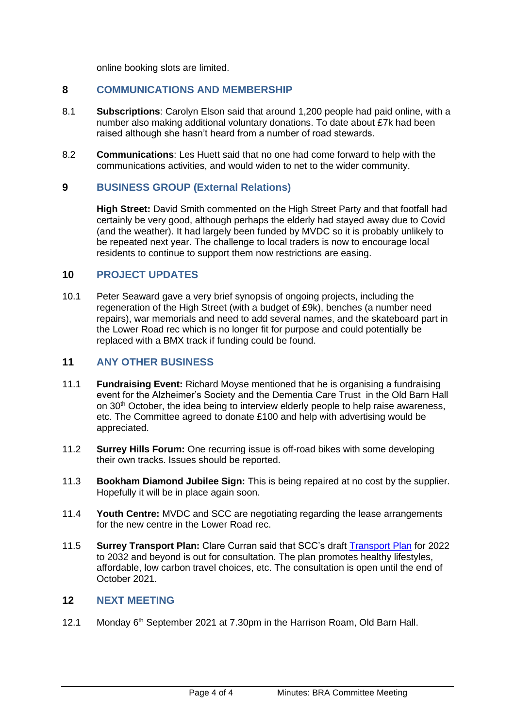online booking slots are limited.

## 8 COMMUNICATIONS AND MEMBERSHIP

8.1 **Subscriptions**: Carolyn Elson said that around 1,200 people had paid online, with a number also making additional voluntary donations. To date about £7k had been raised although she hasn't heard from a number of road stewards.

8.2 **Communications**: Les Huett said that no one had come forward to help with the communications activities, and would widen to net to the wider community.

## 9 BUSINESS GROUP (External Relations)

**High Street:** David Smith commented on the High Street Party and that footfall had certainly be very good, although perhaps the elderly had stayed away due to Covid (and the weather). It had largely been funded by MVDC so it is probably unlikely to be repeated next year. The challenge to local traders is now to encourage local residents to continue to support them now restrictions are easing.

## 10 PROJECT UPDATES

10.1 Peter Seaward gave a very brief synopsis of ongoing projects, including the regeneration of the High Street (with a budget of £9k), benches (a number need repairs), war memorials and need to add several names, and the skateboard part in the Lower Road rec which is no longer fit for purpose and could potentially be replaced with a BMX track if funding could be found.

## 11 ANY OTHER BUSINESS

11.1 **Fundraising Event:** Richard Moyse mentioned that he is organising a fundraising event for the Alzheimer's Society and the Dementia Care Trust in the Old Barn Hall on 30th October, the idea being to interview elderly people to help raise awareness, etc. The Committee agreed to donate £100 and help with advertising would be appreciated.

11.2 **Surrey Hills Forum:** One recurring issue is off-road bikes with some developing their own tracks. Issues should be reported.

11.3 **Bookham Diamond Jubilee Sign:** This is being repaired at no cost by the supplier. Hopefully it will be in place again soon.

11.4 **Youth Centre:** MVDC and SCC are negotiating regarding the lease arrangements for the new centre in the Lower Road rec.

11.5 **Surrey Transport Plan:** Clare Curran said that SCC's draft Transport Plan for 2022 to 2032 and beyond is out for consultation. The plan promotes healthy lifestyles, affordable, low carbon travel choices, etc. The consultation is open until the end of October 2021.

## 12 NEXT MEETING

12.1 Monday 6th September 2021 at 7.30pm in the Harrison Roam, Old Barn Hall.